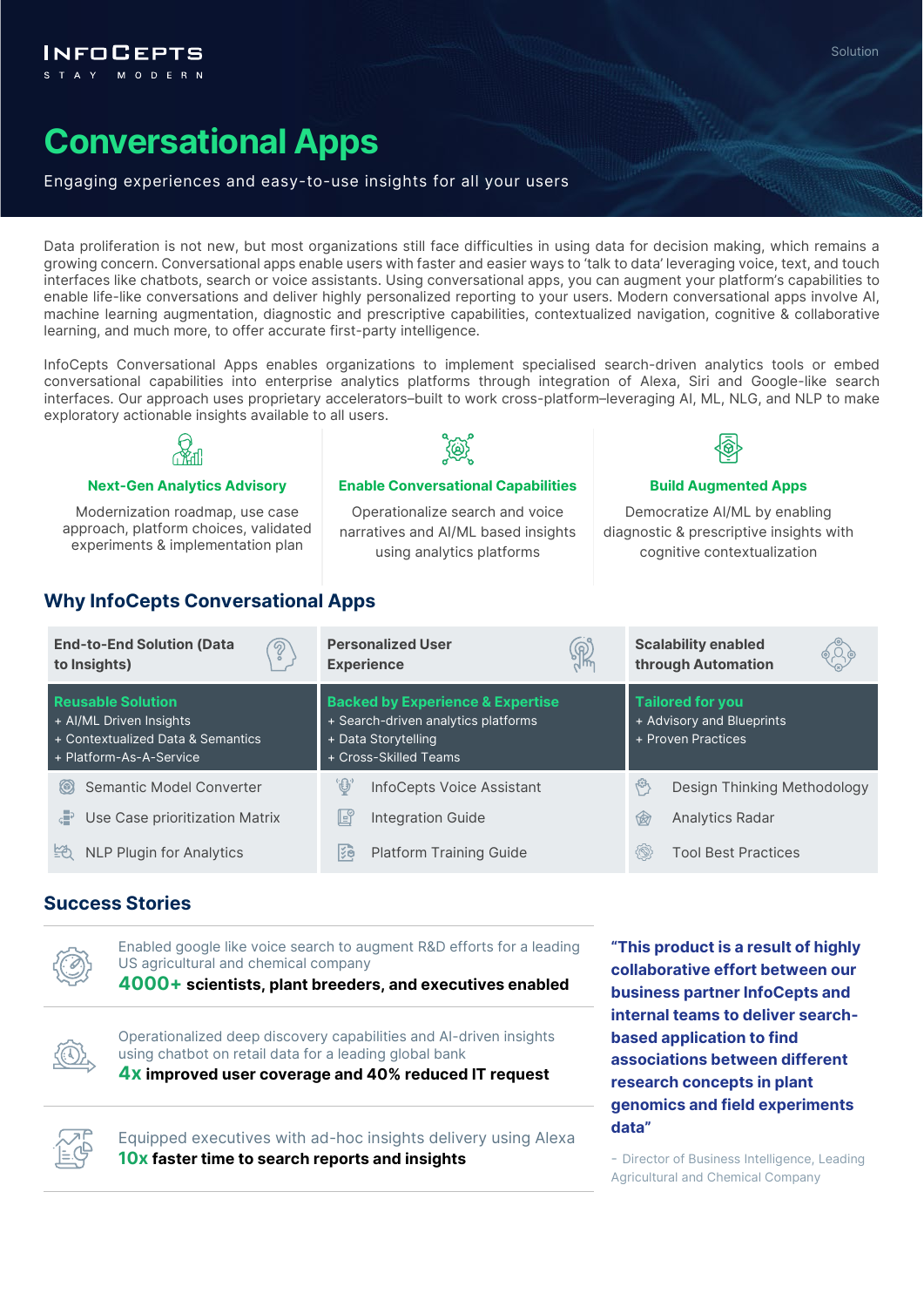INFOCEPTS
STAY MODERN

Solution

# Conversational Apps

Engaging experiences and easy-to-use insights for all your users

Data proliferation is not new, but most organizations still face difficulties in using data for decision making, which remains a growing concern. Conversational apps enable users with faster and easier ways to 'talk to data' leveraging voice, text, and touch interfaces like chatbots, search or voice assistants. Using conversational apps, you can augment your platform's capabilities to enable life-like conversations and deliver highly personalized reporting to your users. Modern conversational apps involve AI, machine learning augmentation, diagnostic and prescriptive capabilities, contextualized navigation, cognitive & collaborative learning, and much more, to offer accurate first-party intelligence.

InfoCepts Conversational Apps enables organizations to implement specialised search-driven analytics tools or embed conversational capabilities into enterprise analytics platforms through integration of Alexa, Siri and Google-like search interfaces. Our approach uses proprietary accelerators–built to work cross-platform–leveraging AI, ML, NLG, and NLP to make exploratory actionable insights available to all users.

### Next-Gen Analytics Advisory

Modernization roadmap, use case approach, platform choices, validated experiments & implementation plan

### Enable Conversational Capabilities

Operationalize search and voice narratives and AI/ML based insights using analytics platforms

### Build Augmented Apps

Democratize AI/ML by enabling diagnostic & prescriptive insights with cognitive contextualization

## Why InfoCepts Conversational Apps

| End-to-End Solution (Data to Insights) | Personalized User Experience | Scalability enabled through Automation |
|---|---|---|
| **Reusable Solution**<br>+ AI/ML Driven Insights<br>+ Contextualized Data & Semantics<br>+ Platform-As-A-Service | **Backed by Experience & Expertise**<br>+ Search-driven analytics platforms<br>+ Data Storytelling<br>+ Cross-Skilled Teams | **Tailored for you**<br>+ Advisory and Blueprints<br>+ Proven Practices |
| Semantic Model Converter | InfoCepts Voice Assistant | Design Thinking Methodology |
| Use Case prioritization Matrix | Integration Guide | Analytics Radar |
| NLP Plugin for Analytics | Platform Training Guide | Tool Best Practices |

## Success Stories

Enabled google like voice search to augment R&D efforts for a leading US agricultural and chemical company
**4000+ scientists, plant breeders, and executives enabled**

Operationalized deep discovery capabilities and AI-driven insights using chatbot on retail data for a leading global bank
**4x improved user coverage and 40% reduced IT request**

Equipped executives with ad-hoc insights delivery using Alexa
**10x faster time to search reports and insights**

> **"This product is a result of highly collaborative effort between our business partner InfoCepts and internal teams to deliver search-based application to find associations between different research concepts in plant genomics and field experiments data"**
>
> - Director of Business Intelligence, Leading Agricultural and Chemical Company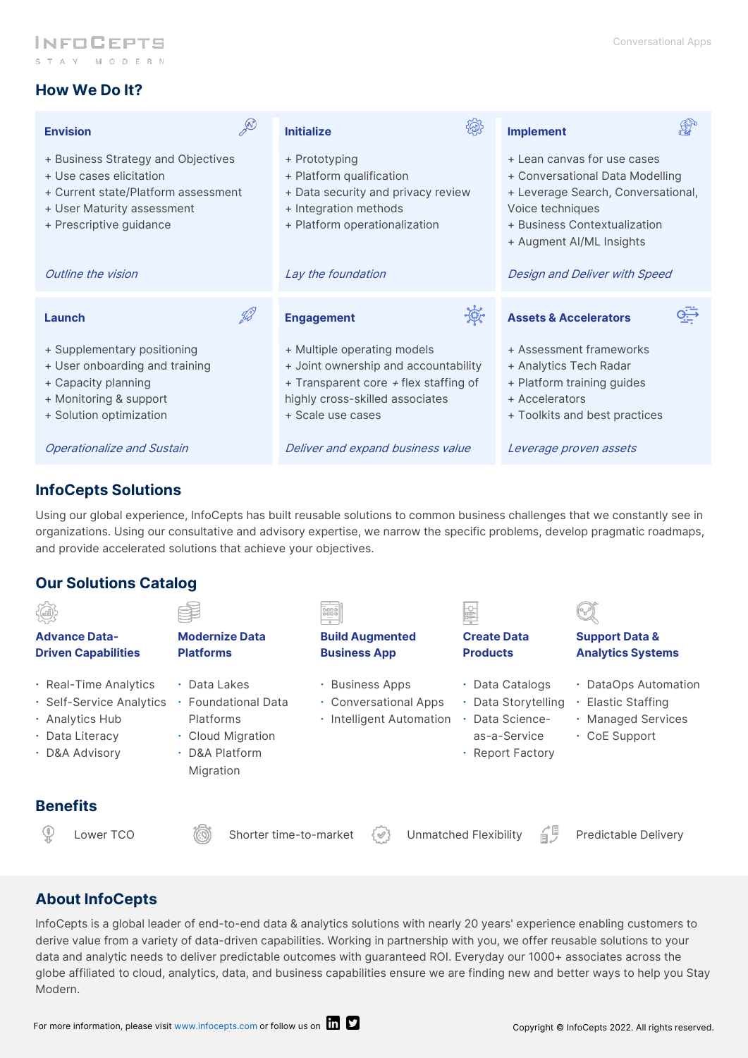## How We Do It?

### Envision

+ Business Strategy and Objectives
+ Use cases elicitation
+ Current state/Platform assessment
+ User Maturity assessment
+ Prescriptive guidance

*Outline the vision*

### Initialize

+ Prototyping
+ Platform qualification
+ Data security and privacy review
+ Integration methods
+ Platform operationalization

*Lay the foundation*

### Implement

+ Lean canvas for use cases
+ Conversational Data Modelling
+ Leverage Search, Conversational, Voice techniques
+ Business Contextualization
+ Augment AI/ML Insights

*Design and Deliver with Speed*

### Launch

+ Supplementary positioning
+ User onboarding and training
+ Capacity planning
+ Monitoring & support
+ Solution optimization

*Operationalize and Sustain*

### Engagement

+ Multiple operating models
+ Joint ownership and accountability
+ Transparent core + flex staffing of highly cross-skilled associates
+ Scale use cases

*Deliver and expand business value*

### Assets & Accelerators

+ Assessment frameworks
+ Analytics Tech Radar
+ Platform training guides
+ Accelerators
+ Toolkits and best practices

*Leverage proven assets*

## InfoCepts Solutions

Using our global experience, InfoCepts has built reusable solutions to common business challenges that we constantly see in organizations. Using our consultative and advisory expertise, we narrow the specific problems, develop pragmatic roadmaps, and provide accelerated solutions that achieve your objectives.

## Our Solutions Catalog

### Advance Data-Driven Capabilities

- Real-Time Analytics
- Self-Service Analytics
- Analytics Hub
- Data Literacy
- D&A Advisory

### Modernize Data Platforms

- Data Lakes
- Foundational Data Platforms
- Cloud Migration
- D&A Platform Migration

### Build Augmented Business App

- Business Apps
- Conversational Apps
- Intelligent Automation

### Create Data Products

- Data Catalogs
- Data Storytelling
- Data Science-as-a-Service
- Report Factory

### Support Data & Analytics Systems

- DataOps Automation
- Elastic Staffing
- Managed Services
- CoE Support

## Benefits

- Lower TCO
- Shorter time-to-market
- Unmatched Flexibility
- Predictable Delivery

## About InfoCepts

InfoCepts is a global leader of end-to-end data & analytics solutions with nearly 20 years' experience enabling customers to derive value from a variety of data-driven capabilities. Working in partnership with you, we offer reusable solutions to your data and analytic needs to deliver predictable outcomes with guaranteed ROI. Everyday our 1000+ associates across the globe affiliated to cloud, analytics, data, and business capabilities ensure we are finding new and better ways to help you Stay Modern.

For more information, please visit www.infocepts.com or follow us on

Copyright © InfoCepts 2022. All rights reserved.